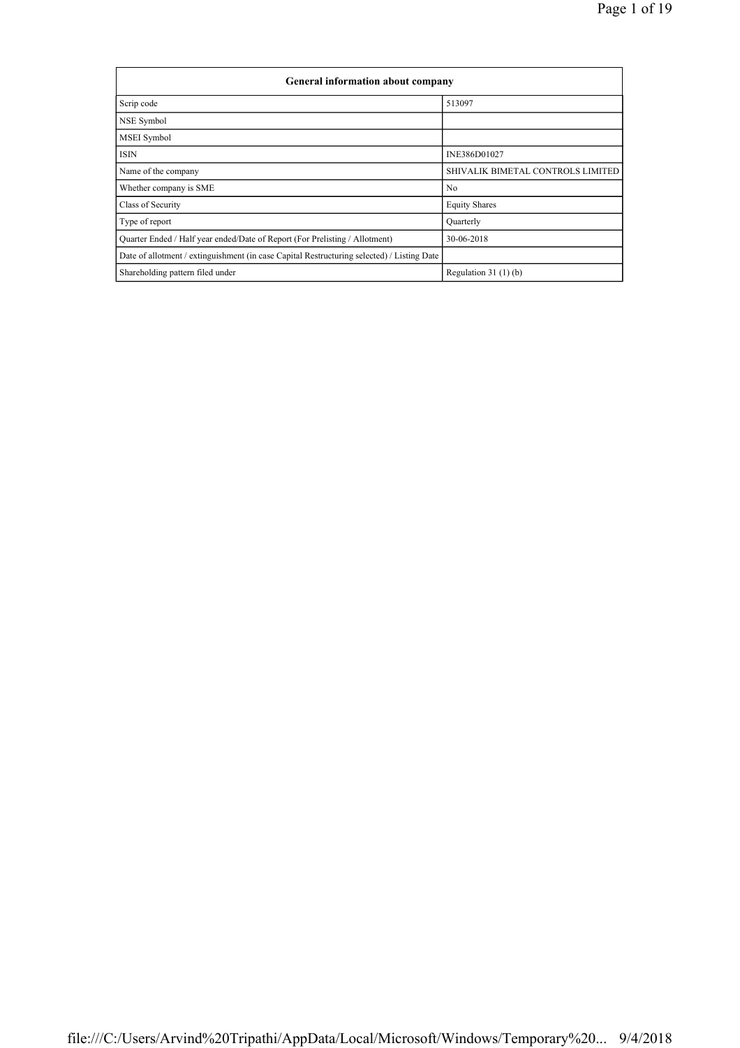| General information about company | |
|---|---|
| Scrip code | 513097 |
| NSE Symbol | |
| MSEI Symbol | |
| ISIN | INE386D01027 |
| Name of the company | SHIVALIK BIMETAL CONTROLS LIMITED |
| Whether company is SME | No |
| Class of Security | Equity Shares |
| Type of report | Quarterly |
| Quarter Ended / Half year ended/Date of Report (For Prelisting / Allotment) | 30-06-2018 |
| Date of allotment / extinguishment (in case Capital Restructuring selected) / Listing Date | |
| Shareholding pattern filed under | Regulation 31 (1) (b) |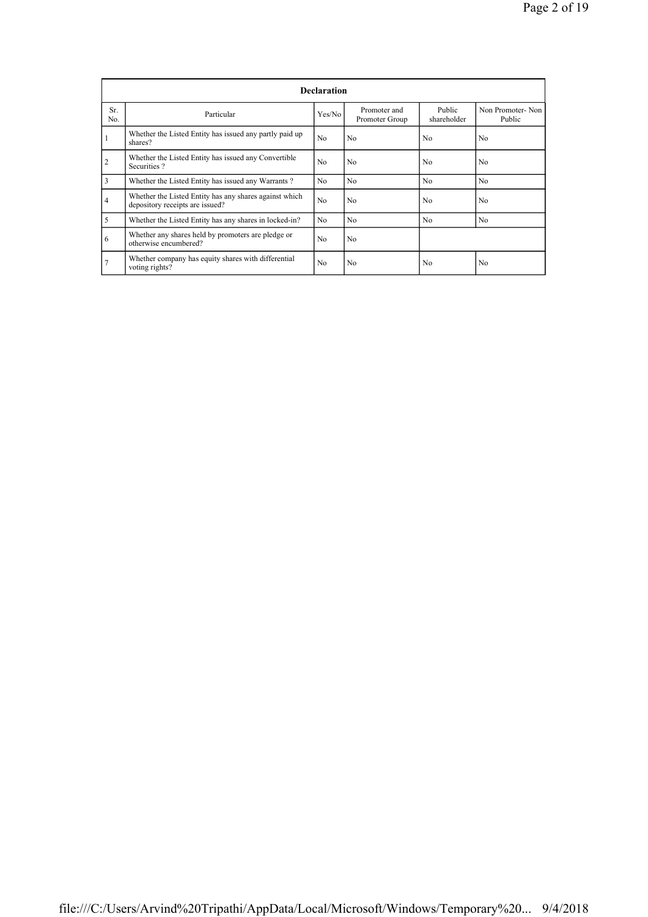| Declaration | | | | | |
|---|---|---|---|---|---|
| Sr. No. | Particular | Yes/No | Promoter and Promoter Group | Public shareholder | Non Promoter- Non Public |
| 1 | Whether the Listed Entity has issued any partly paid up shares? | No | No | No | No |
| 2 | Whether the Listed Entity has issued any Convertible Securities ? | No | No | No | No |
| 3 | Whether the Listed Entity has issued any Warrants ? | No | No | No | No |
| 4 | Whether the Listed Entity has any shares against which depository receipts are issued? | No | No | No | No |
| 5 | Whether the Listed Entity has any shares in locked-in? | No | No | No | No |
| 6 | Whether any shares held by promoters are pledge or otherwise encumbered? | No | No | | |
| 7 | Whether company has equity shares with differential voting rights? | No | No | No | No |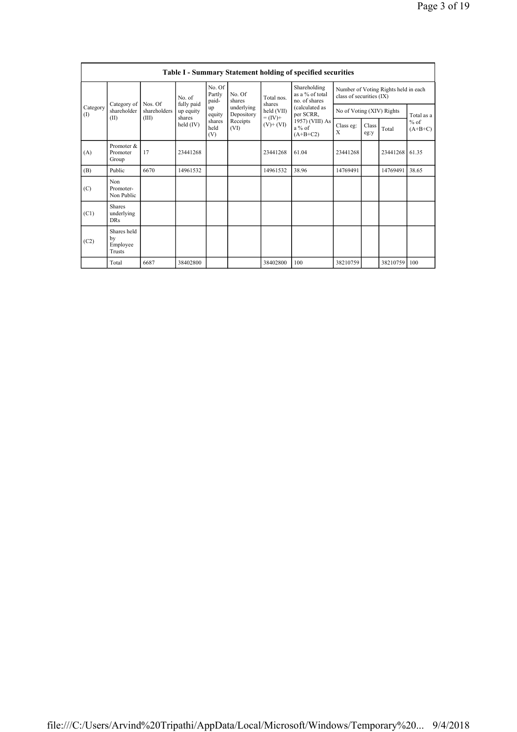| Table I - Summary Statement holding of specified securities | | | | | | | | | | | | |
|---|---|---|---|---|---|---|---|---|---|---|---|---|
| Category (I) | Category of shareholder (II) | Nos. Of shareholders (III) | No. of fully paid up equity shares held (IV) | No. Of Partly paid-up equity shares held (V) | No. Of shares underlying Depository Receipts (VI) | Total nos. shares held (VII) = (IV)+ (V)+ (VI) | Shareholding as a % of total no. of shares (calculated as per SCRR, 1957) (VIII) As a % of (A+B+C2) | Number of Voting Rights held in each class of securities (IX) | | | |
| | | | | | | | | No of Voting (XIV) Rights | | | Total as a % of (A+B+C) |
| | | | | | | | | Class eg: X | Class eg:y | Total | |
| (A) | Promoter & Promoter Group | 17 | 23441268 | | | 23441268 | 61.04 | 23441268 | | 23441268 | 61.35 |
| (B) | Public | 6670 | 14961532 | | | 14961532 | 38.96 | 14769491 | | 14769491 | 38.65 |
| (C) | Non Promoter- Non Public | | | | | | | | | | |
| (C1) | Shares underlying DRs | | | | | | | | | | |
| (C2) | Shares held by Employee Trusts | | | | | | | | | | |
| | Total | 6687 | 38402800 | | | 38402800 | 100 | 38210759 | | 38210759 | 100 |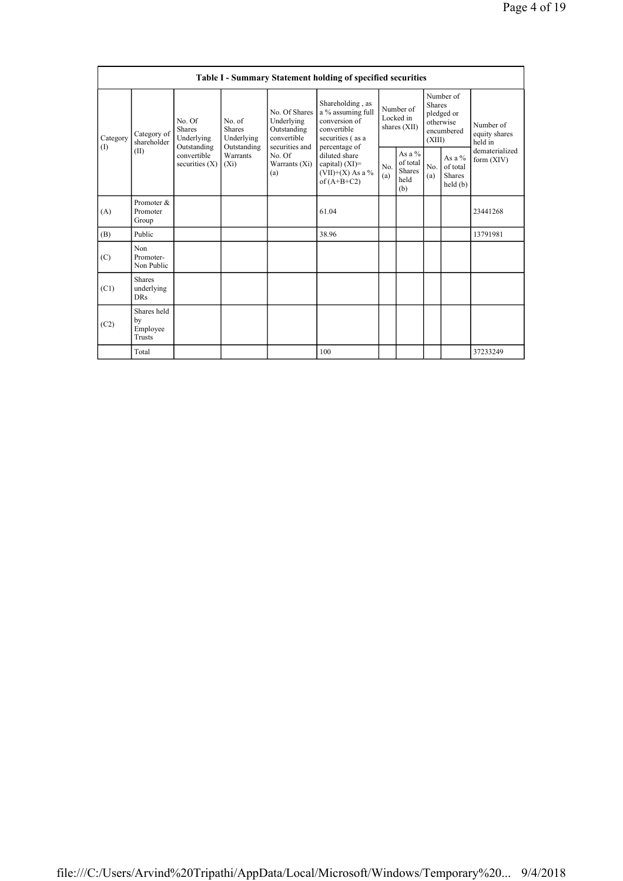| Table I - Summary Statement holding of specified securities | | | | | | | | | | |
|---|---|---|---|---|---|---|---|---|---|---|
| Category (I) | Category of shareholder (II) | No. Of Shares Underlying Outstanding convertible securities (X) | No. of Shares Underlying Outstanding Warrants (Xi) | No. Of Shares Underlying Outstanding convertible securities and No. Of Warrants (Xi) (a) | Shareholding , as a % assuming full conversion of convertible securities ( as a percentage of diluted share capital) (XI)= (VII)+(X) As a % of (A+B+C2) | Number of Locked in shares (XII) | | Number of Shares pledged or otherwise encumbered (XIII) | | Number of equity shares held in dematerialized form (XIV) |
| | | | | | | No. (a) | As a % of total Shares held (b) | No. (a) | As a % of total Shares held (b) | |
| (A) | Promoter & Promoter Group | | | | 61.04 | | | | | 23441268 |
| (B) | Public | | | | 38.96 | | | | | 13791981 |
| (C) | Non Promoter- Non Public | | | | | | | | | |
| (C1) | Shares underlying DRs | | | | | | | | | |
| (C2) | Shares held by Employee Trusts | | | | | | | | | |
| | Total | | | | 100 | | | | | 37233249 |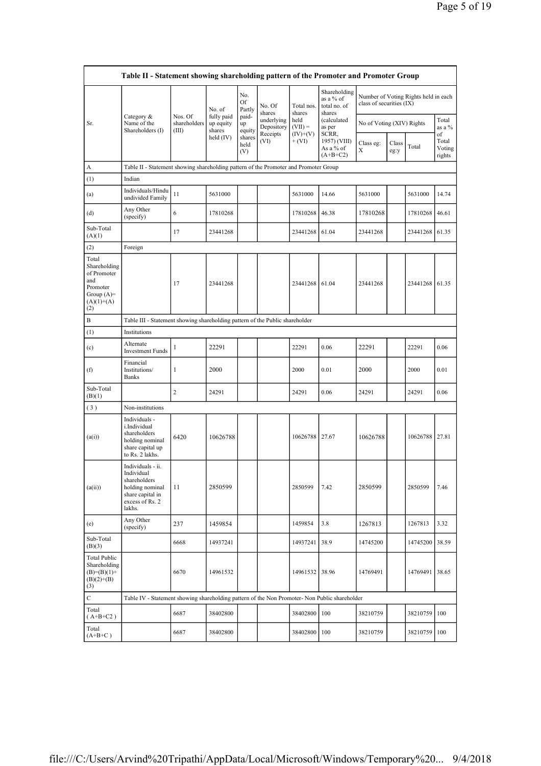| Table II - Statement showing shareholding pattern of the Promoter and Promoter Group | | | | | | | | | | | | |
|---|---|---|---|---|---|---|---|---|---|---|---|---|
| Sr. | Category & Name of the Shareholders (I) | Nos. Of shareholders (III) | No. of fully paid up equity shares held (IV) | No. Of Partly paid-up equity shares held (V) | No. Of shares underlying Depository Receipts (VI) | Total nos. shares held (VII) = (IV)+(V)+ (VI) | Shareholding as a % of total no. of shares (calculated as per SCRR, 1957) (VIII) As a % of (A+B+C2) | Number of Voting Rights held in each class of securities (IX) | | | |
| | | | | | | | | No of Voting (XIV) Rights | | | Total as a % of Total Voting rights |
| | | | | | | | | Class eg: X | Class eg:y | Total | |
| A | Table II - Statement showing shareholding pattern of the Promoter and Promoter Group | | | | | | | | | | |
| (1) | Indian | | | | | | | | | | |
| (a) | Individuals/Hindu undivided Family | 11 | 5631000 | | | 5631000 | 14.66 | 5631000 | | 5631000 | 14.74 |
| (d) | Any Other (specify) | 6 | 17810268 | | | 17810268 | 46.38 | 17810268 | | 17810268 | 46.61 |
| Sub-Total (A)(1) | | 17 | 23441268 | | | 23441268 | 61.04 | 23441268 | | 23441268 | 61.35 |
| (2) | Foreign | | | | | | | | | | |
| Total Shareholding of Promoter and Promoter Group (A)=(A)(1)+(A)(2) | | 17 | 23441268 | | | 23441268 | 61.04 | 23441268 | | 23441268 | 61.35 |
| B | Table III - Statement showing shareholding pattern of the Public shareholder | | | | | | | | | | |
| (1) | Institutions | | | | | | | | | | |
| (c) | Alternate Investment Funds | 1 | 22291 | | | 22291 | 0.06 | 22291 | | 22291 | 0.06 |
| (f) | Financial Institutions/ Banks | 1 | 2000 | | | 2000 | 0.01 | 2000 | | 2000 | 0.01 |
| Sub-Total (B)(1) | | 2 | 24291 | | | 24291 | 0.06 | 24291 | | 24291 | 0.06 |
| (3) | Non-institutions | | | | | | | | | | |
| (a(i)) | Individuals - i.Individual shareholders holding nominal share capital up to Rs. 2 lakhs. | 6420 | 10626788 | | | 10626788 | 27.67 | 10626788 | | 10626788 | 27.81 |
| (a(ii)) | Individuals - ii. Individual shareholders holding nominal share capital in excess of Rs. 2 lakhs. | 11 | 2850599 | | | 2850599 | 7.42 | 2850599 | | 2850599 | 7.46 |
| (e) | Any Other (specify) | 237 | 1459854 | | | 1459854 | 3.8 | 1267813 | | 1267813 | 3.32 |
| Sub-Total (B)(3) | | 6668 | 14937241 | | | 14937241 | 38.9 | 14745200 | | 14745200 | 38.59 |
| Total Public Shareholding (B)=(B)(1)+(B)(2)+(B)(3) | | 6670 | 14961532 | | | 14961532 | 38.96 | 14769491 | | 14769491 | 38.65 |
| C | Table IV - Statement showing shareholding pattern of the Non Promoter- Non Public shareholder | | | | | | | | | | |
| Total ( A+B+C2 ) | | 6687 | 38402800 | | | 38402800 | 100 | 38210759 | | 38210759 | 100 |
| Total (A+B+C ) | | 6687 | 38402800 | | | 38402800 | 100 | 38210759 | | 38210759 | 100 |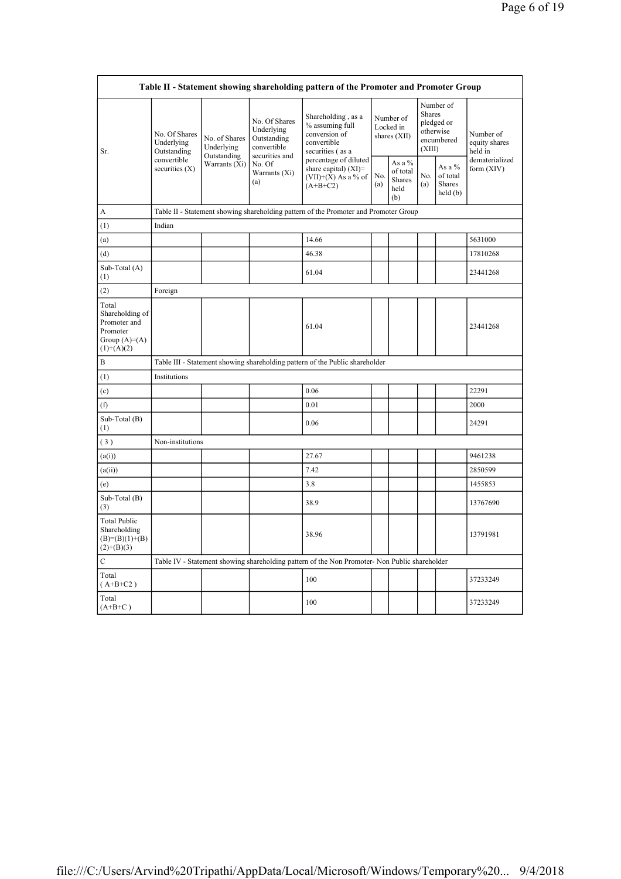| Table II - Statement showing shareholding pattern of the Promoter and Promoter Group | | | | | | | | | |
|---|---|---|---|---|---|---|---|---|---|
| Sr. | No. Of Shares Underlying Outstanding convertible securities (X) | No. of Shares Underlying Outstanding Warrants (Xi) | No. Of Shares Underlying Outstanding convertible securities and No. Of Warrants (Xi) (a) | Shareholding , as a % assuming full conversion of convertible securities ( as a percentage of diluted share capital) (XI)= (VII)+(X) As a % of (A+B+C2) | Number of Locked in shares (XII) | | Number of Shares pledged or otherwise encumbered (XIII) | | Number of equity shares held in dematerialized form (XIV) |
| | | | | | No. (a) | As a % of total Shares held (b) | No. (a) | As a % of total Shares held (b) | |
| A | Table II - Statement showing shareholding pattern of the Promoter and Promoter Group | | | | | | | | |
| (1) | Indian | | | | | | | | |
| (a) | | | | 14.66 | | | | | 5631000 |
| (d) | | | | 46.38 | | | | | 17810268 |
| Sub-Total (A) (1) | | | | 61.04 | | | | | 23441268 |
| (2) | Foreign | | | | | | | | |
| Total Shareholding of Promoter and Promoter Group (A)=(A)(1)+(A)(2) | | | | 61.04 | | | | | 23441268 |
| B | Table III - Statement showing shareholding pattern of the Public shareholder | | | | | | | | |
| (1) | Institutions | | | | | | | | |
| (c) | | | | 0.06 | | | | | 22291 |
| (f) | | | | 0.01 | | | | | 2000 |
| Sub-Total (B) (1) | | | | 0.06 | | | | | 24291 |
| ( 3 ) | Non-institutions | | | | | | | | |
| (a(i)) | | | | 27.67 | | | | | 9461238 |
| (a(ii)) | | | | 7.42 | | | | | 2850599 |
| (e) | | | | 3.8 | | | | | 1455853 |
| Sub-Total (B) (3) | | | | 38.9 | | | | | 13767690 |
| Total Public Shareholding (B)=(B)(1)+(B)(2)+(B)(3) | | | | 38.96 | | | | | 13791981 |
| C | Table IV - Statement showing shareholding pattern of the Non Promoter- Non Public shareholder | | | | | | | | |
| Total ( A+B+C2 ) | | | | 100 | | | | | 37233249 |
| Total (A+B+C ) | | | | 100 | | | | | 37233249 |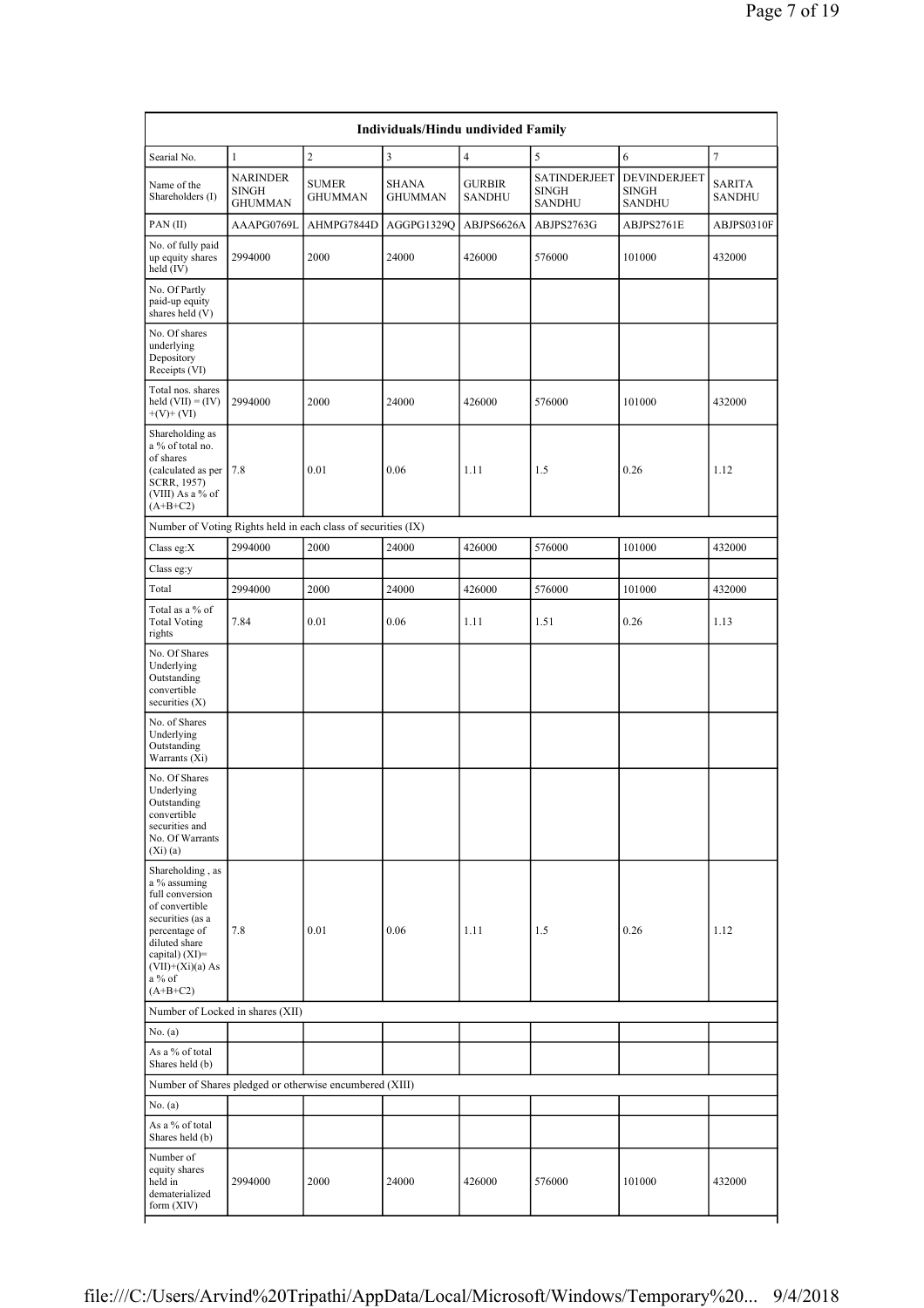| Individuals/Hindu undivided Family | | | | | | | |
|---|---|---|---|---|---|---|---|
| Searial No. | 1 | 2 | 3 | 4 | 5 | 6 | 7 |
| Name of the Shareholders (I) | NARINDER SINGH GHUMMAN | SUMER GHUMMAN | SHANA GHUMMAN | GURBIR SANDHU | SATINDERJEET SINGH SANDHU | DEVINDERJEET SINGH SANDHU | SARITA SANDHU |
| PAN (II) | AAAPG0769L | AHMPG7844D | AGGPG1329Q | ABJPS6626A | ABJPS2763G | ABJPS2761E | ABJPS0310F |
| No. of fully paid up equity shares held (IV) | 2994000 | 2000 | 24000 | 426000 | 576000 | 101000 | 432000 |
| No. Of Partly paid-up equity shares held (V) | | | | | | | |
| No. Of shares underlying Depository Receipts (VI) | | | | | | | |
| Total nos. shares held (VII) = (IV) +(V)+ (VI) | 2994000 | 2000 | 24000 | 426000 | 576000 | 101000 | 432000 |
| Shareholding as a % of total no. of shares (calculated as per SCRR, 1957) (VIII) As a % of (A+B+C2) | 7.8 | 0.01 | 0.06 | 1.11 | 1.5 | 0.26 | 1.12 |
| Number of Voting Rights held in each class of securities (IX) | | | | | | | |
| Class eg:X | 2994000 | 2000 | 24000 | 426000 | 576000 | 101000 | 432000 |
| Class eg:y | | | | | | | |
| Total | 2994000 | 2000 | 24000 | 426000 | 576000 | 101000 | 432000 |
| Total as a % of Total Voting rights | 7.84 | 0.01 | 0.06 | 1.11 | 1.51 | 0.26 | 1.13 |
| No. Of Shares Underlying Outstanding convertible securities (X) | | | | | | | |
| No. of Shares Underlying Outstanding Warrants (Xi) | | | | | | | |
| No. Of Shares Underlying Outstanding convertible securities and No. Of Warrants (Xi) (a) | | | | | | | |
| Shareholding , as a % assuming full conversion of convertible securities (as a percentage of diluted share capital) (XI)= (VII)+(Xi)(a) As a % of (A+B+C2) | 7.8 | 0.01 | 0.06 | 1.11 | 1.5 | 0.26 | 1.12 |
| Number of Locked in shares (XII) | | | | | | | |
| No. (a) | | | | | | | |
| As a % of total Shares held (b) | | | | | | | |
| Number of Shares pledged or otherwise encumbered (XIII) | | | | | | | |
| No. (a) | | | | | | | |
| As a % of total Shares held (b) | | | | | | | |
| Number of equity shares held in dematerialized form (XIV) | 2994000 | 2000 | 24000 | 426000 | 576000 | 101000 | 432000 |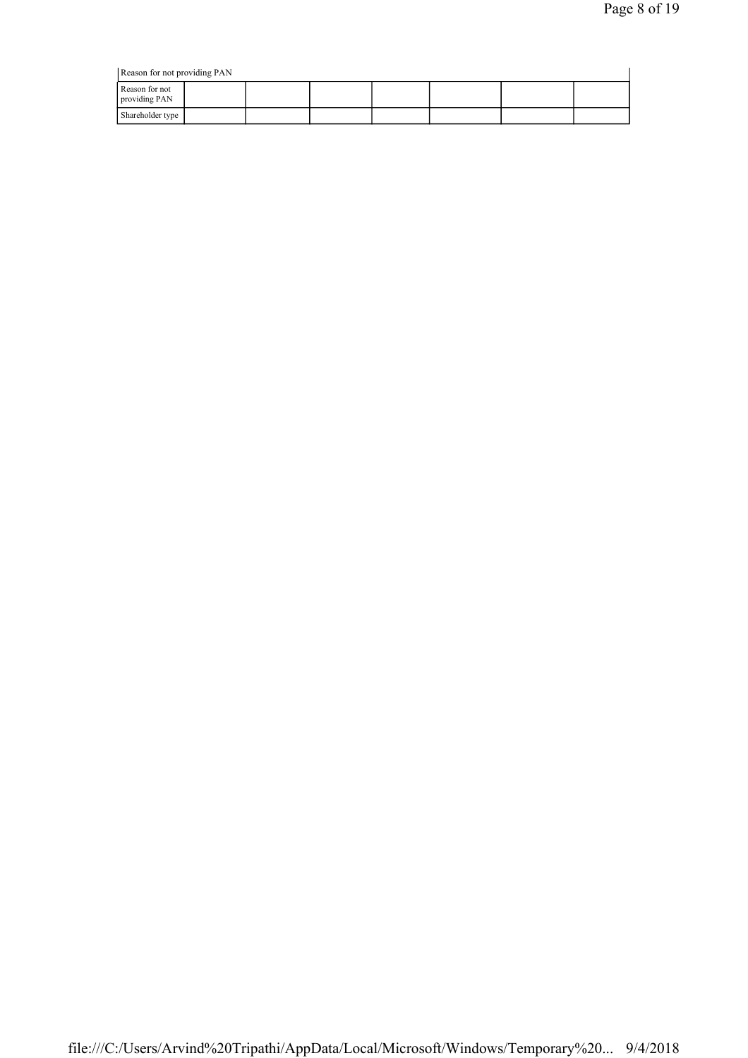| Reason for not providing PAN | | | | | | | |
|---|---|---|---|---|---|---|---|
| Reason for not providing PAN | | | | | | | |
| Shareholder type | | | | | | | |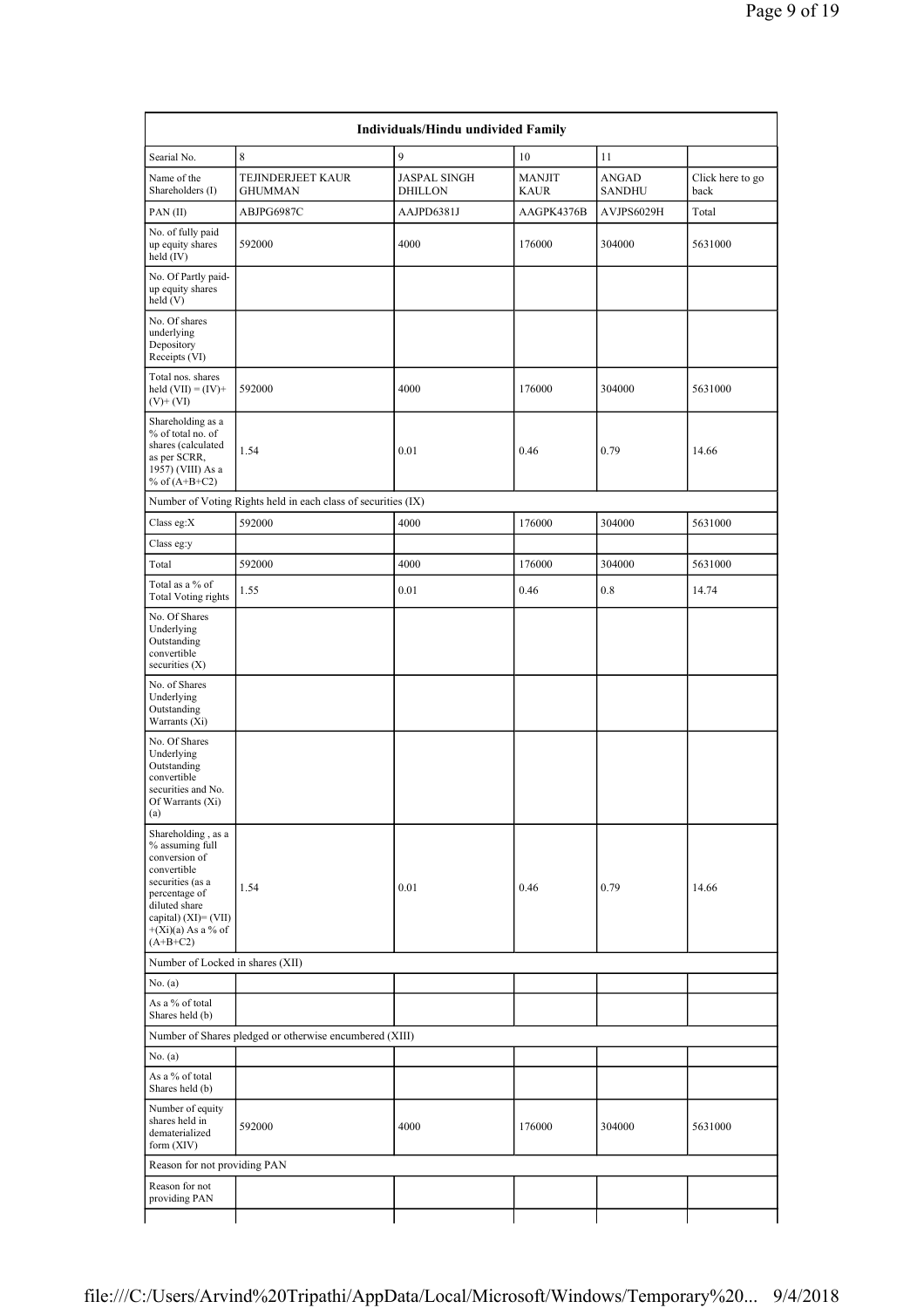| Individuals/Hindu undivided Family | | | | | |
|---|---|---|---|---|---|
| Searial No. | 8 | 9 | 10 | 11 | |
| Name of the Shareholders (I) | TEJINDERJEET KAUR GHUMMAN | JASPAL SINGH DHILLON | MANJIT KAUR | ANGAD SANDHU | Click here to go back |
| PAN (II) | ABJPG6987C | AAJPD6381J | AAGPK4376B | AVJPS6029H | Total |
| No. of fully paid up equity shares held (IV) | 592000 | 4000 | 176000 | 304000 | 5631000 |
| No. Of Partly paid-up equity shares held (V) | | | | | |
| No. Of shares underlying Depository Receipts (VI) | | | | | |
| Total nos. shares held (VII) = (IV)+ (V)+ (VI) | 592000 | 4000 | 176000 | 304000 | 5631000 |
| Shareholding as a % of total no. of shares (calculated as per SCRR, 1957) (VIII) As a % of (A+B+C2) | 1.54 | 0.01 | 0.46 | 0.79 | 14.66 |
| Number of Voting Rights held in each class of securities (IX) | | | | | |
| Class eg:X | 592000 | 4000 | 176000 | 304000 | 5631000 |
| Class eg:y | | | | | |
| Total | 592000 | 4000 | 176000 | 304000 | 5631000 |
| Total as a % of Total Voting rights | 1.55 | 0.01 | 0.46 | 0.8 | 14.74 |
| No. Of Shares Underlying Outstanding convertible securities (X) | | | | | |
| No. of Shares Underlying Outstanding Warrants (Xi) | | | | | |
| No. Of Shares Underlying Outstanding convertible securities and No. Of Warrants (Xi) (a) | | | | | |
| Shareholding , as a % assuming full conversion of convertible securities (as a percentage of diluted share capital) (XI)= (VII) +(Xi)(a) As a % of (A+B+C2) | 1.54 | 0.01 | 0.46 | 0.79 | 14.66 |
| Number of Locked in shares (XII) | | | | | |
| No. (a) | | | | | |
| As a % of total Shares held (b) | | | | | |
| Number of Shares pledged or otherwise encumbered (XIII) | | | | | |
| No. (a) | | | | | |
| As a % of total Shares held (b) | | | | | |
| Number of equity shares held in dematerialized form (XIV) | 592000 | 4000 | 176000 | 304000 | 5631000 |
| Reason for not providing PAN | | | | | |
| Reason for not providing PAN | | | | | |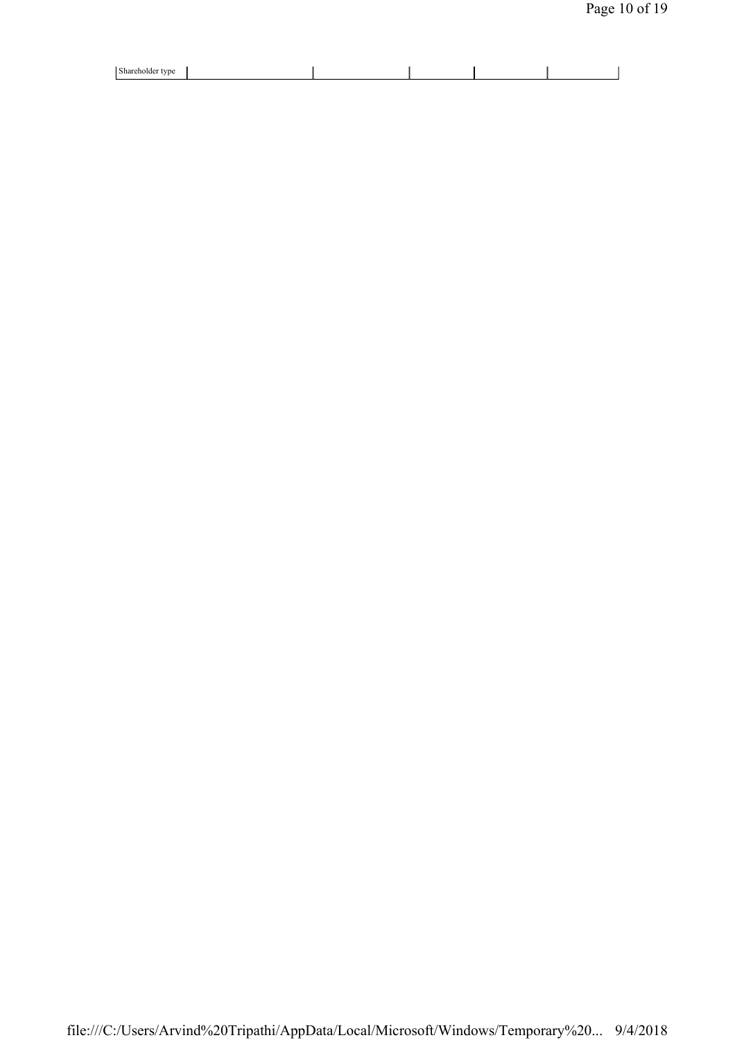| Shareholder type | | | | | |
|---|---|---|---|---|---|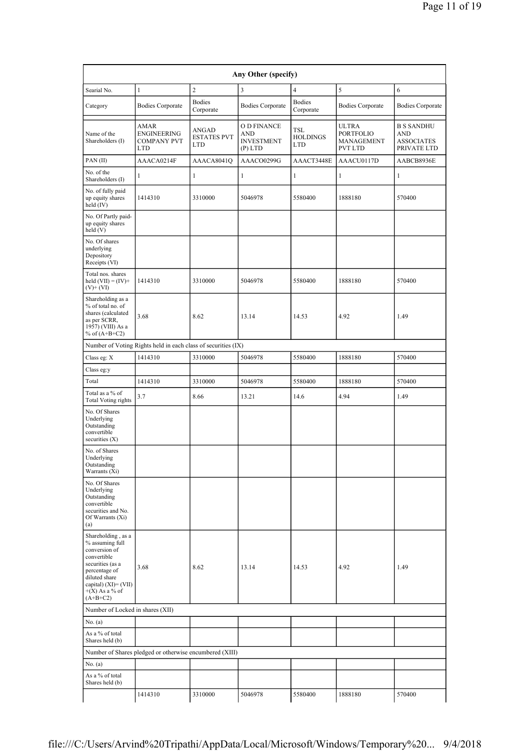| Any Other (specify) | | | | | | |
|---|---|---|---|---|---|---|
| Searial No. | 1 | 2 | 3 | 4 | 5 | 6 |
| Category | Bodies Corporate | Bodies Corporate | Bodies Corporate | Bodies Corporate | Bodies Corporate | Bodies Corporate |
| Name of the Shareholders (I) | AMAR ENGINEERING COMPANY PVT LTD | ANGAD ESTATES PVT LTD | O D FINANCE AND INVESTMENT (P) LTD | TSL HOLDINGS LTD | ULTRA PORTFOLIO MANAGEMENT PVT LTD | B S SANDHU AND ASSOCIATES PRIVATE LTD |
| PAN (II) | AAACA0214F | AAACA8041Q | AAACO0299G | AAACT3448E | AAACU0117D | AABCB8936E |
| No. of the Shareholders (I) | 1 | 1 | 1 | 1 | 1 | 1 |
| No. of fully paid up equity shares held (IV) | 1414310 | 3310000 | 5046978 | 5580400 | 1888180 | 570400 |
| No. Of Partly paid-up equity shares held (V) | | | | | | |
| No. Of shares underlying Depository Receipts (VI) | | | | | | |
| Total nos. shares held (VII) = (IV)+(V)+ (VI) | 1414310 | 3310000 | 5046978 | 5580400 | 1888180 | 570400 |
| Shareholding as a % of total no. of shares (calculated as per SCRR, 1957) (VIII) As a % of (A+B+C2) | 3.68 | 8.62 | 13.14 | 14.53 | 4.92 | 1.49 |
| Number of Voting Rights held in each class of securities (IX) | | | | | | |
| Class eg: X | 1414310 | 3310000 | 5046978 | 5580400 | 1888180 | 570400 |
| Class eg:y | | | | | | |
| Total | 1414310 | 3310000 | 5046978 | 5580400 | 1888180 | 570400 |
| Total as a % of Total Voting rights | 3.7 | 8.66 | 13.21 | 14.6 | 4.94 | 1.49 |
| No. Of Shares Underlying Outstanding convertible securities (X) | | | | | | |
| No. of Shares Underlying Outstanding Warrants (Xi) | | | | | | |
| No. Of Shares Underlying Outstanding convertible securities and No. Of Warrants (Xi) (a) | | | | | | |
| Shareholding , as a % assuming full conversion of convertible securities (as a percentage of diluted share capital) (XI)= (VII)+(X) As a % of (A+B+C2) | 3.68 | 8.62 | 13.14 | 14.53 | 4.92 | 1.49 |
| Number of Locked in shares (XII) | | | | | | |
| No. (a) | | | | | | |
| As a % of total Shares held (b) | | | | | | |
| Number of Shares pledged or otherwise encumbered (XIII) | | | | | | |
| No. (a) | | | | | | |
| As a % of total Shares held (b) | | | | | | |
| | 1414310 | 3310000 | 5046978 | 5580400 | 1888180 | 570400 |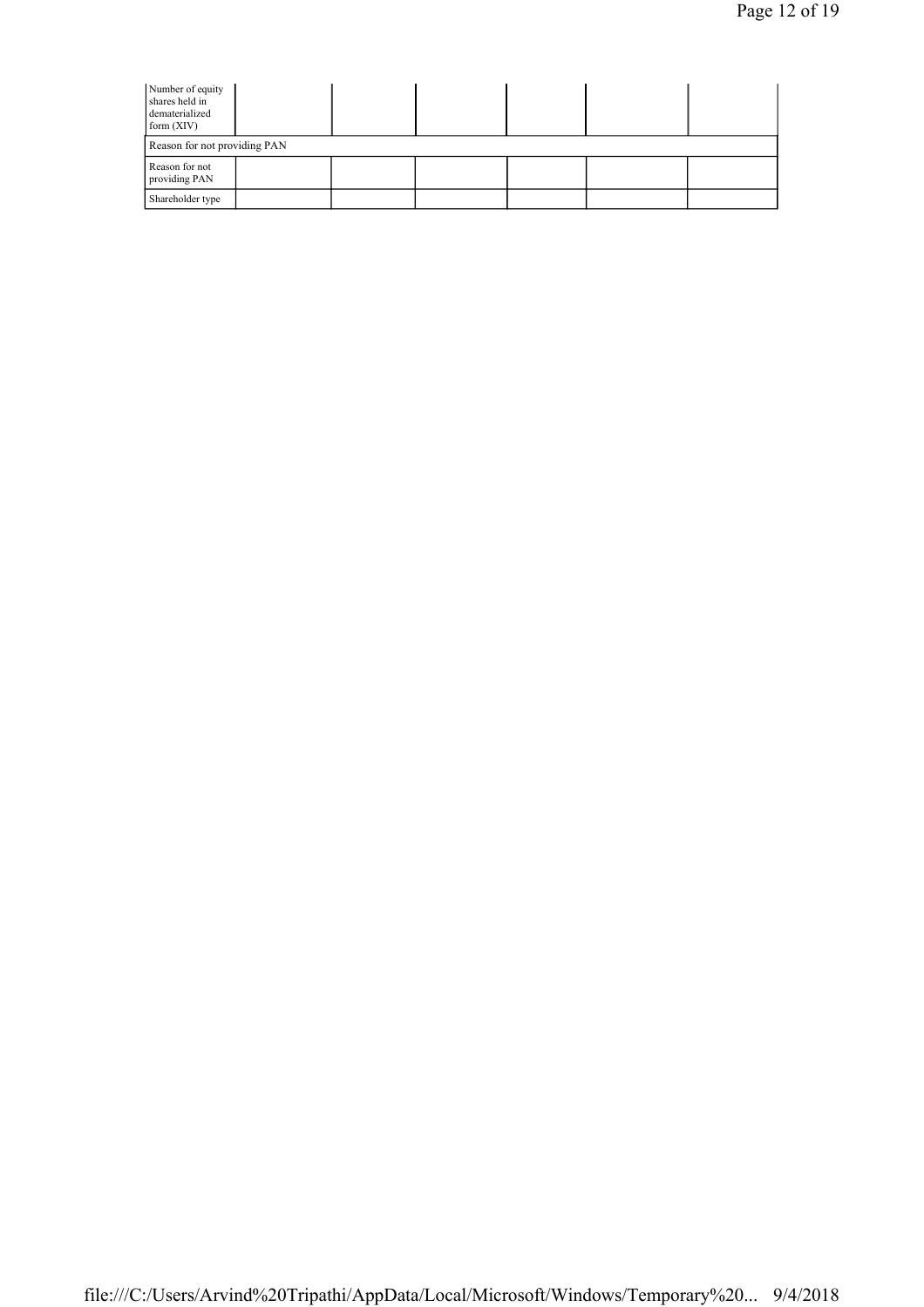| Number of equity shares held in dematerialized form (XIV) | | | | | |
|---|---|---|---|---|---|
| Reason for not providing PAN | | | | | |
| Reason for not providing PAN | | | | | |
| Shareholder type | | | | | |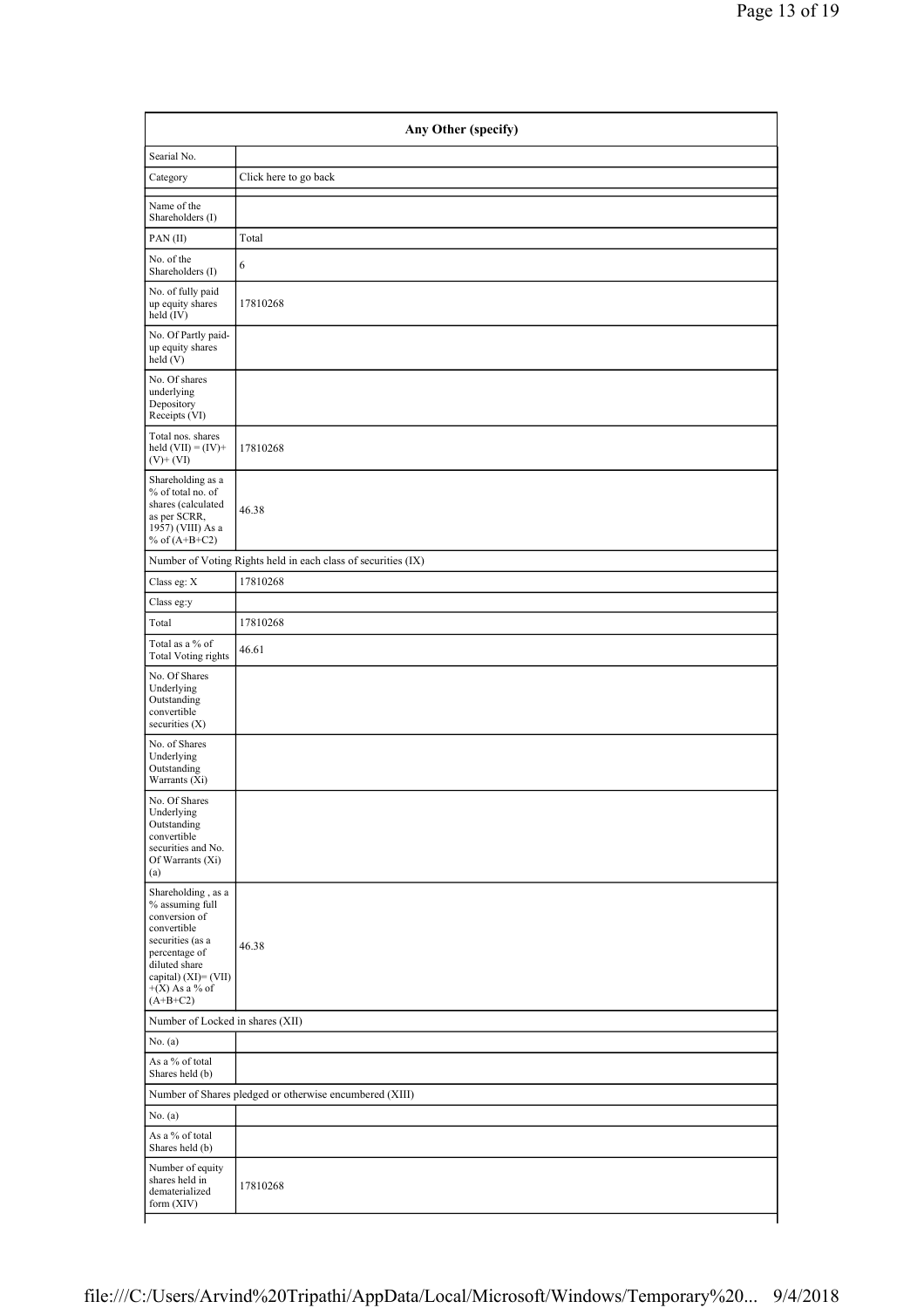| Any Other (specify) | |
|---|---|
| Searial No. | |
| Category | Click here to go back |
| Name of the Shareholders (I) | |
| PAN (II) | Total |
| No. of the Shareholders (I) | 6 |
| No. of fully paid up equity shares held (IV) | 17810268 |
| No. Of Partly paid-up equity shares held (V) | |
| No. Of shares underlying Depository Receipts (VI) | |
| Total nos. shares held (VII) = (IV)+(V)+ (VI) | 17810268 |
| Shareholding as a % of total no. of shares (calculated as per SCRR, 1957) (VIII) As a % of (A+B+C2) | 46.38 |
| Number of Voting Rights held in each class of securities (IX) | |
| Class eg: X | 17810268 |
| Class eg:y | |
| Total | 17810268 |
| Total as a % of Total Voting rights | 46.61 |
| No. Of Shares Underlying Outstanding convertible securities (X) | |
| No. of Shares Underlying Outstanding Warrants (Xi) | |
| No. Of Shares Underlying Outstanding convertible securities and No. Of Warrants (Xi) (a) | |
| Shareholding , as a % assuming full conversion of convertible securities (as a percentage of diluted share capital) (XI)= (VII)+(X) As a % of (A+B+C2) | 46.38 |
| Number of Locked in shares (XII) | |
| No. (a) | |
| As a % of total Shares held (b) | |
| Number of Shares pledged or otherwise encumbered (XIII) | |
| No. (a) | |
| As a % of total Shares held (b) | |
| Number of equity shares held in dematerialized form (XIV) | 17810268 |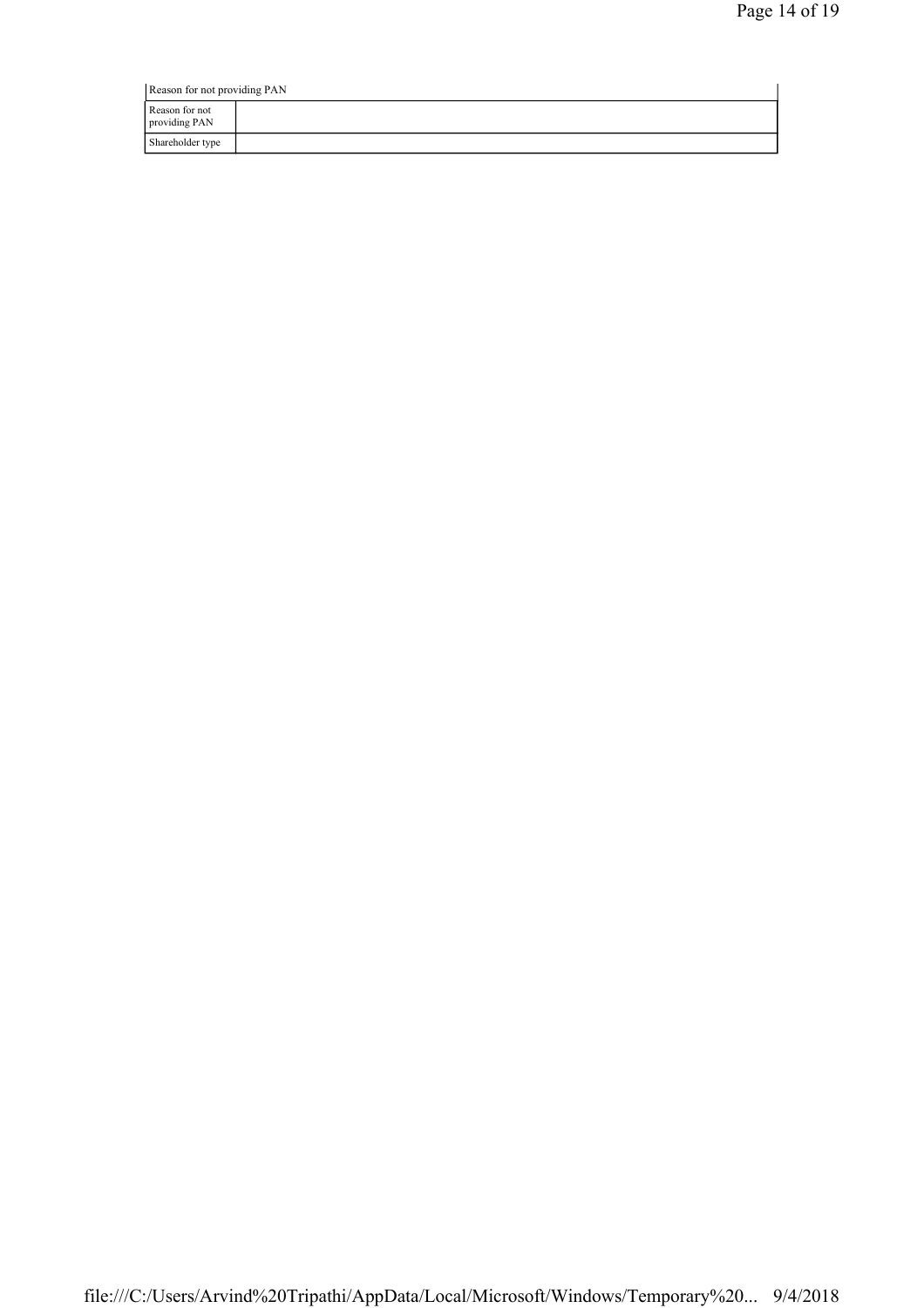| Reason for not providing PAN | |
|---|---|
| Reason for not providing PAN | |
| Shareholder type | |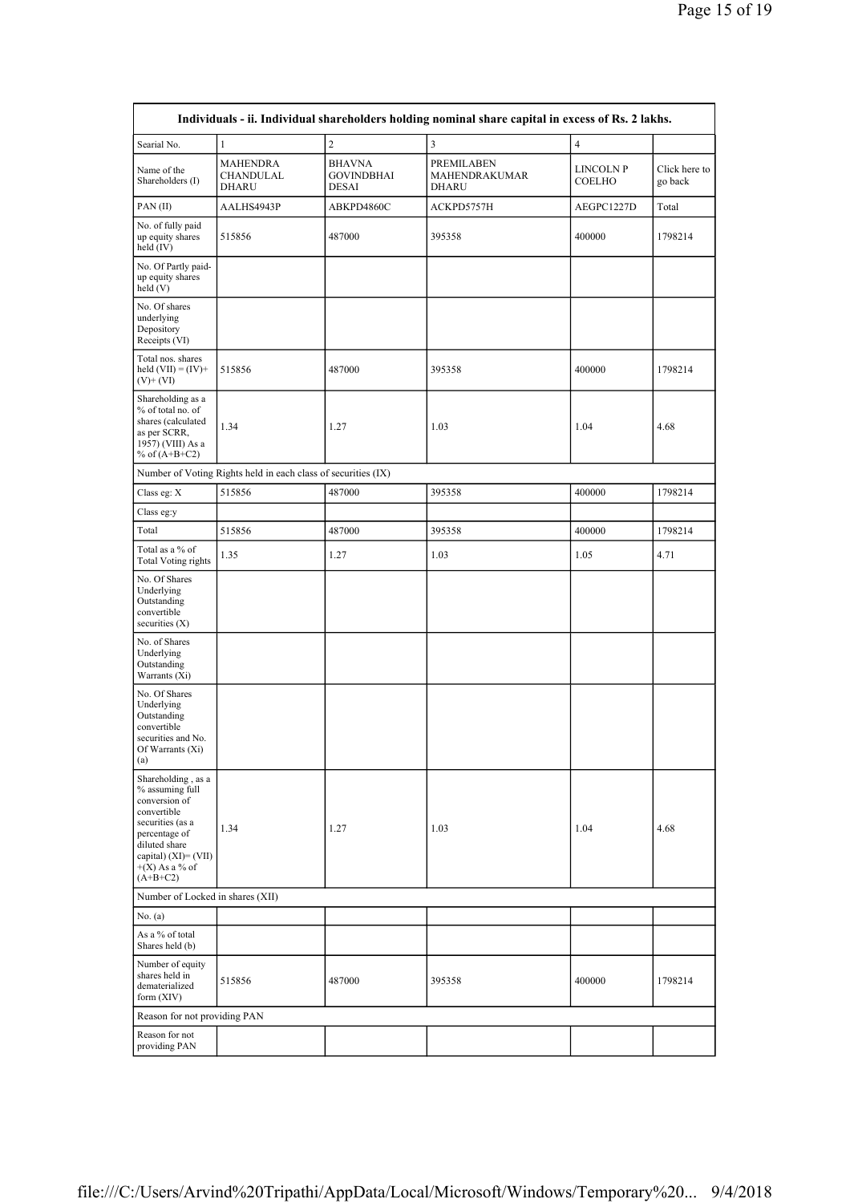| Individuals - ii. Individual shareholders holding nominal share capital in excess of Rs. 2 lakhs. | | | | | |
|---|---|---|---|---|---|
| Searial No. | 1 | 2 | 3 | 4 | |
| Name of the Shareholders (I) | MAHENDRA CHANDULAL DHARU | BHAVNA GOVINDBHAI DESAI | PREMILABEN MAHENDRAKUMAR DHARU | LINCOLN P COELHO | Click here to go back |
| PAN (II) | AALHS4943P | ABKPD4860C | ACKPD5757H | AEGPC1227D | Total |
| No. of fully paid up equity shares held (IV) | 515856 | 487000 | 395358 | 400000 | 1798214 |
| No. Of Partly paid-up equity shares held (V) | | | | | |
| No. Of shares underlying Depository Receipts (VI) | | | | | |
| Total nos. shares held (VII) = (IV)+ (V)+ (VI) | 515856 | 487000 | 395358 | 400000 | 1798214 |
| Shareholding as a % of total no. of shares (calculated as per SCRR, 1957) (VIII) As a % of (A+B+C2) | 1.34 | 1.27 | 1.03 | 1.04 | 4.68 |
| Number of Voting Rights held in each class of securities (IX) | | | | | |
| Class eg: X | 515856 | 487000 | 395358 | 400000 | 1798214 |
| Class eg:y | | | | | |
| Total | 515856 | 487000 | 395358 | 400000 | 1798214 |
| Total as a % of Total Voting rights | 1.35 | 1.27 | 1.03 | 1.05 | 4.71 |
| No. Of Shares Underlying Outstanding convertible securities (X) | | | | | |
| No. of Shares Underlying Outstanding Warrants (Xi) | | | | | |
| No. Of Shares Underlying Outstanding convertible securities and No. Of Warrants (Xi) (a) | | | | | |
| Shareholding , as a % assuming full conversion of convertible securities (as a percentage of diluted share capital) (XI)= (VII) +(X) As a % of (A+B+C2) | 1.34 | 1.27 | 1.03 | 1.04 | 4.68 |
| Number of Locked in shares (XII) | | | | | |
| No. (a) | | | | | |
| As a % of total Shares held (b) | | | | | |
| Number of equity shares held in dematerialized form (XIV) | 515856 | 487000 | 395358 | 400000 | 1798214 |
| Reason for not providing PAN | | | | | |
| Reason for not providing PAN | | | | | |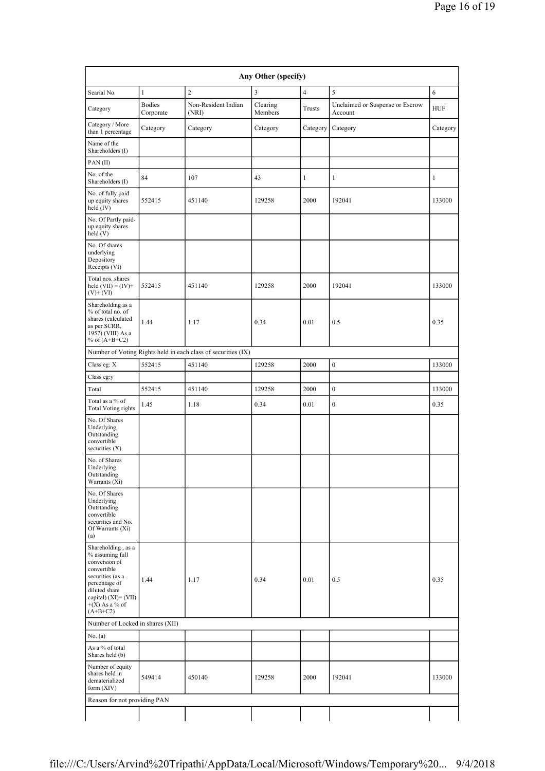| Any Other (specify) | | | | | | |
|---|---|---|---|---|---|---|
| Searial No. | 1 | 2 | 3 | 4 | 5 | 6 |
| Category | Bodies Corporate | Non-Resident Indian (NRI) | Clearing Members | Trusts | Unclaimed or Suspense or Escrow Account | HUF |
| Category / More than 1 percentage | Category | Category | Category | Category | Category | Category |
| Name of the Shareholders (I) | | | | | | |
| PAN (II) | | | | | | |
| No. of the Shareholders (I) | 84 | 107 | 43 | 1 | 1 | 1 |
| No. of fully paid up equity shares held (IV) | 552415 | 451140 | 129258 | 2000 | 192041 | 133000 |
| No. Of Partly paid-up equity shares held (V) | | | | | | |
| No. Of shares underlying Depository Receipts (VI) | | | | | | |
| Total nos. shares held (VII) = (IV)+(V)+ (VI) | 552415 | 451140 | 129258 | 2000 | 192041 | 133000 |
| Shareholding as a % of total no. of shares (calculated as per SCRR, 1957) (VIII) As a % of (A+B+C2) | 1.44 | 1.17 | 0.34 | 0.01 | 0.5 | 0.35 |
| Number of Voting Rights held in each class of securities (IX) | | | | | | |
| Class eg: X | 552415 | 451140 | 129258 | 2000 | 0 | 133000 |
| Class eg:y | | | | | | |
| Total | 552415 | 451140 | 129258 | 2000 | 0 | 133000 |
| Total as a % of Total Voting rights | 1.45 | 1.18 | 0.34 | 0.01 | 0 | 0.35 |
| No. Of Shares Underlying Outstanding convertible securities (X) | | | | | | |
| No. of Shares Underlying Outstanding Warrants (Xi) | | | | | | |
| No. Of Shares Underlying Outstanding convertible securities and No. Of Warrants (Xi) (a) | | | | | | |
| Shareholding , as a % assuming full conversion of convertible securities (as a percentage of diluted share capital) (XI)= (VII)+(X) As a % of (A+B+C2) | 1.44 | 1.17 | 0.34 | 0.01 | 0.5 | 0.35 |
| Number of Locked in shares (XII) | | | | | | |
| No. (a) | | | | | | |
| As a % of total Shares held (b) | | | | | | |
| Number of equity shares held in dematerialized form (XIV) | 549414 | 450140 | 129258 | 2000 | 192041 | 133000 |
| Reason for not providing PAN | | | | | | |
| | | | | | | |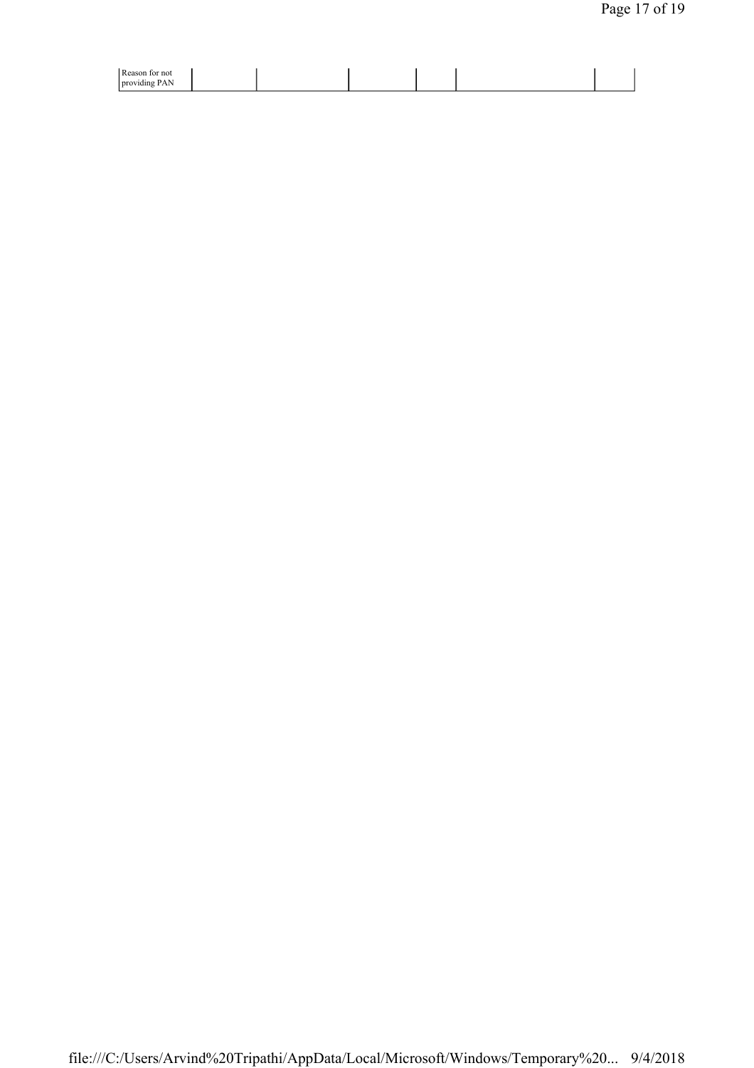| Reason for not providing PAN | | | | | | |
|---|---|---|---|---|---|---|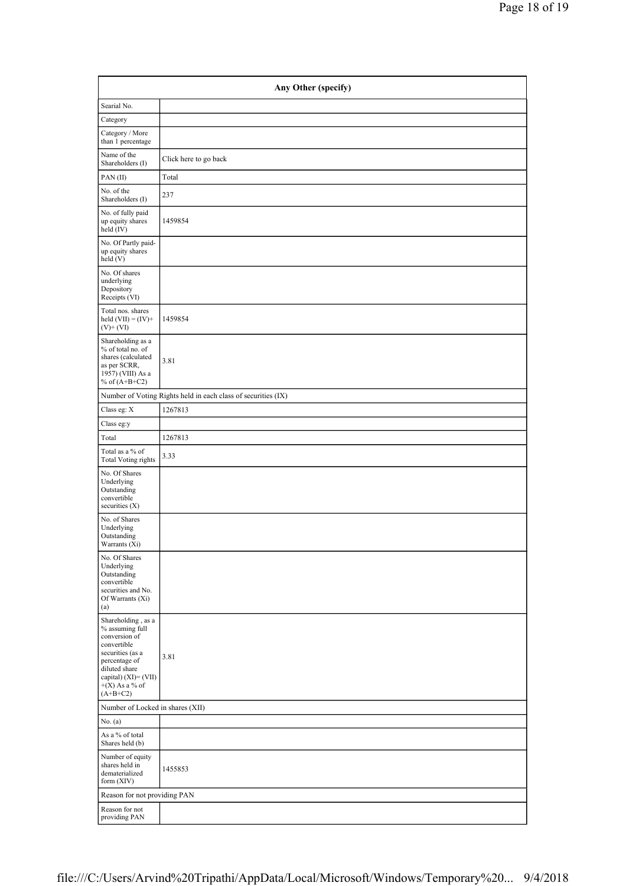| Any Other (specify) | |
|---|---|
| Searial No. | |
| Category | |
| Category / More than 1 percentage | |
| Name of the Shareholders (I) | Click here to go back |
| PAN (II) | Total |
| No. of the Shareholders (I) | 237 |
| No. of fully paid up equity shares held (IV) | 1459854 |
| No. Of Partly paid-up equity shares held (V) | |
| No. Of shares underlying Depository Receipts (VI) | |
| Total nos. shares held (VII) = (IV)+ (V)+ (VI) | 1459854 |
| Shareholding as a % of total no. of shares (calculated as per SCRR, 1957) (VIII) As a % of (A+B+C2) | 3.81 |
| Number of Voting Rights held in each class of securities (IX) | |
| Class eg: X | 1267813 |
| Class eg:y | |
| Total | 1267813 |
| Total as a % of Total Voting rights | 3.33 |
| No. Of Shares Underlying Outstanding convertible securities (X) | |
| No. of Shares Underlying Outstanding Warrants (Xi) | |
| No. Of Shares Underlying Outstanding convertible securities and No. Of Warrants (Xi) (a) | |
| Shareholding , as a % assuming full conversion of convertible securities (as a percentage of diluted share capital) (XI)= (VII) +(X) As a % of (A+B+C2) | 3.81 |
| Number of Locked in shares (XII) | |
| No. (a) | |
| As a % of total Shares held (b) | |
| Number of equity shares held in dematerialized form (XIV) | 1455853 |
| Reason for not providing PAN | |
| Reason for not providing PAN | |